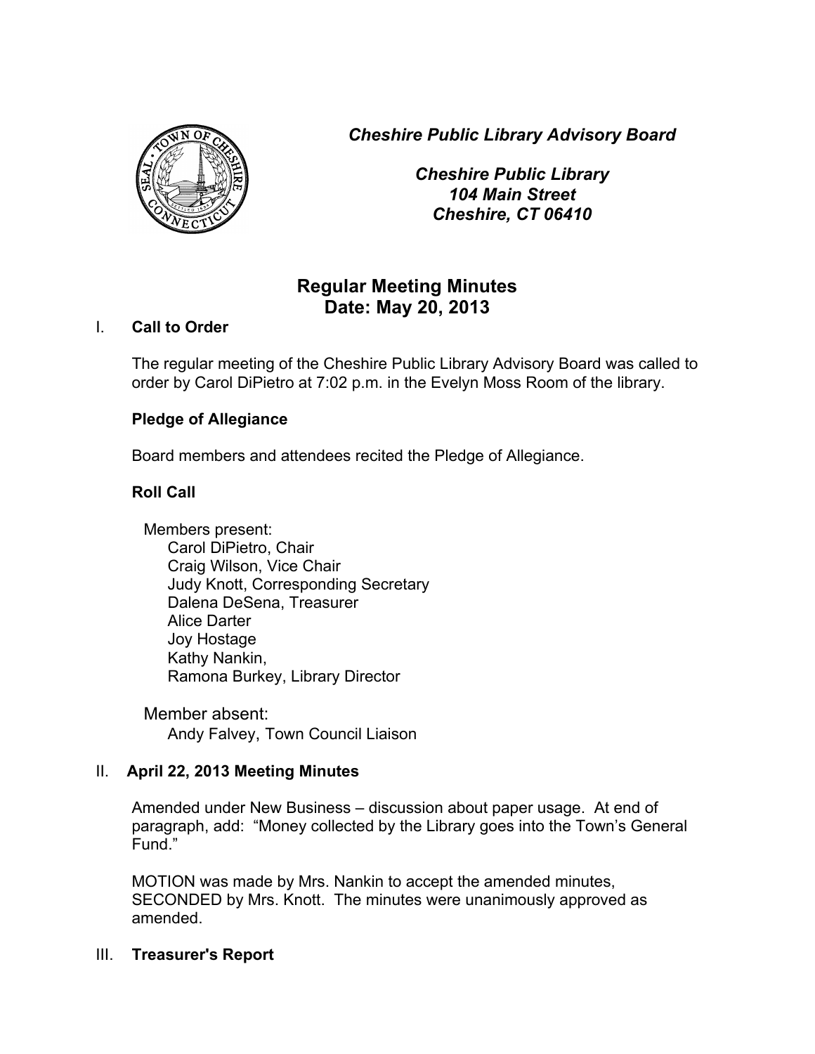*Cheshire Public Library Advisory Board*

*Cheshire Public Library*
*104 Main Street*
*Cheshire, CT 06410*

# Regular Meeting Minutes
## Date: May 20, 2013

## I. Call to Order

The regular meeting of the Cheshire Public Library Advisory Board was called to order by Carol DiPietro at 7:02 p.m. in the Evelyn Moss Room of the library.

**Pledge of Allegiance**

Board members and attendees recited the Pledge of Allegiance.

**Roll Call**

Members present:
- Carol DiPietro, Chair
- Craig Wilson, Vice Chair
- Judy Knott, Corresponding Secretary
- Dalena DeSena, Treasurer
- Alice Darter
- Joy Hostage
- Kathy Nankin,
- Ramona Burkey, Library Director

Member absent:
- Andy Falvey, Town Council Liaison

## II. April 22, 2013 Meeting Minutes

Amended under New Business – discussion about paper usage. At end of paragraph, add: "Money collected by the Library goes into the Town's General Fund."

MOTION was made by Mrs. Nankin to accept the amended minutes, SECONDED by Mrs. Knott. The minutes were unanimously approved as amended.

## III. Treasurer's Report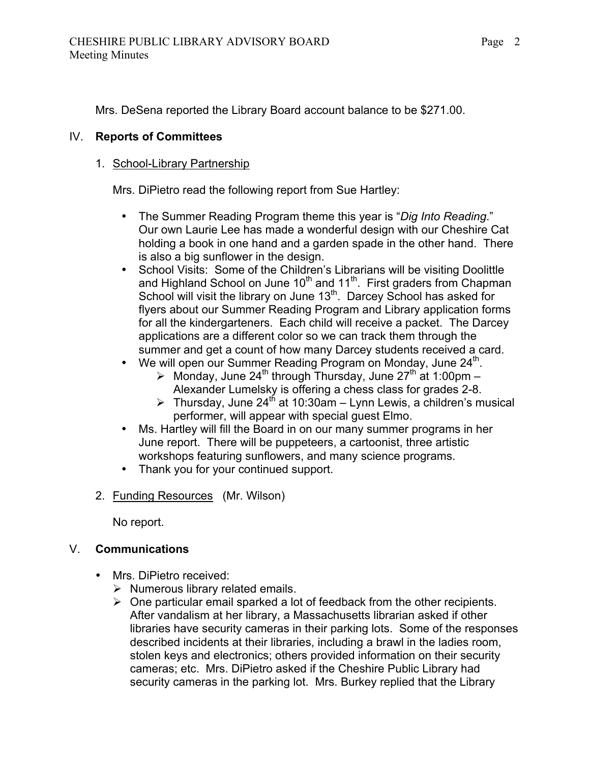Mrs. DeSena reported the Library Board account balance to be $271.00.

## IV. **Reports of Committees**

1. School-Library Partnership

   Mrs. DiPietro read the following report from Sue Hartley:

   - The Summer Reading Program theme this year is "*Dig Into Reading*." Our own Laurie Lee has made a wonderful design with our Cheshire Cat holding a book in one hand and a garden spade in the other hand. There is also a big sunflower in the design.
   - School Visits: Some of the Children's Librarians will be visiting Doolittle and Highland School on June 10th and 11th. First graders from Chapman School will visit the library on June 13th. Darcey School has asked for flyers about our Summer Reading Program and Library application forms for all the kindergarteners. Each child will receive a packet. The Darcey applications are a different color so we can track them through the summer and get a count of how many Darcey students received a card.
   - We will open our Summer Reading Program on Monday, June 24th.
     - Monday, June 24th through Thursday, June 27th at 1:00pm – Alexander Lumelsky is offering a chess class for grades 2-8.
     - Thursday, June 24th at 10:30am – Lynn Lewis, a children's musical performer, will appear with special guest Elmo.
   - Ms. Hartley will fill the Board in on our many summer programs in her June report. There will be puppeteers, a cartoonist, three artistic workshops featuring sunflowers, and many science programs.
   - Thank you for your continued support.

2. Funding Resources (Mr. Wilson)

   No report.

## V. **Communications**

- Mrs. DiPietro received:
  - Numerous library related emails.
  - One particular email sparked a lot of feedback from the other recipients. After vandalism at her library, a Massachusetts librarian asked if other libraries have security cameras in their parking lots. Some of the responses described incidents at their libraries, including a brawl in the ladies room, stolen keys and electronics; others provided information on their security cameras; etc. Mrs. DiPietro asked if the Cheshire Public Library had security cameras in the parking lot. Mrs. Burkey replied that the Library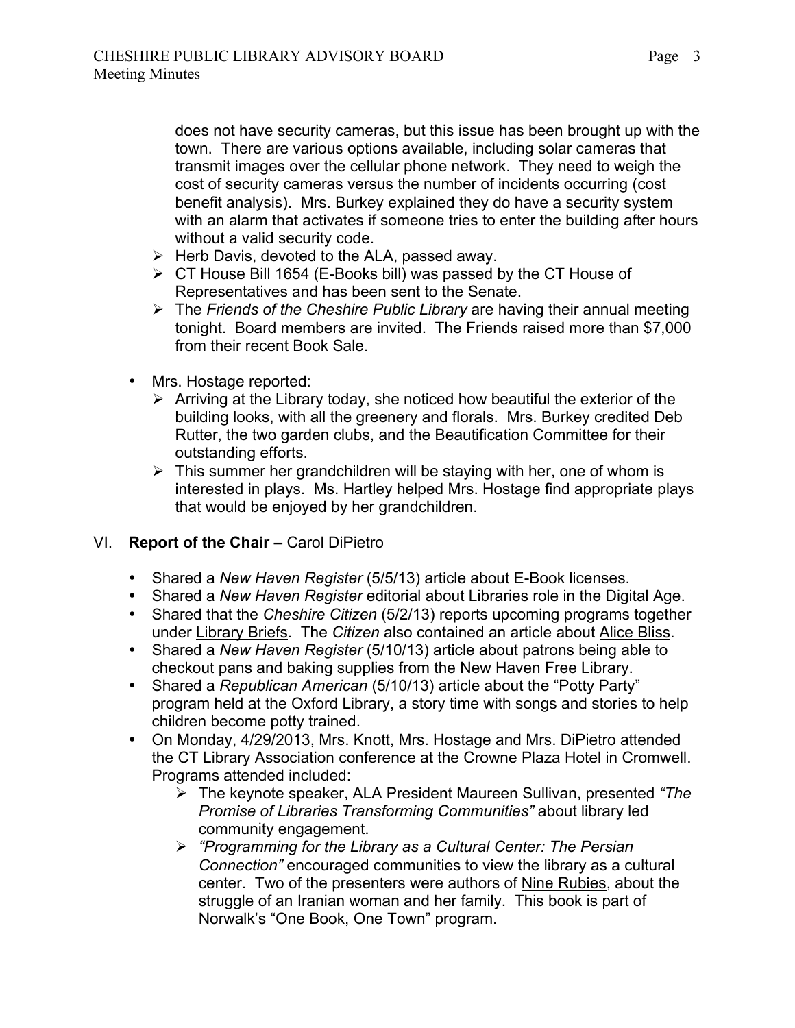does not have security cameras, but this issue has been brought up with the town. There are various options available, including solar cameras that transmit images over the cellular phone network. They need to weigh the cost of security cameras versus the number of incidents occurring (cost benefit analysis). Mrs. Burkey explained they do have a security system with an alarm that activates if someone tries to enter the building after hours without a valid security code.

- Herb Davis, devoted to the ALA, passed away.
- CT House Bill 1654 (E-Books bill) was passed by the CT House of Representatives and has been sent to the Senate.
- The *Friends of the Cheshire Public Library* are having their annual meeting tonight. Board members are invited. The Friends raised more than $7,000 from their recent Book Sale.

- Mrs. Hostage reported:
  - Arriving at the Library today, she noticed how beautiful the exterior of the building looks, with all the greenery and florals. Mrs. Burkey credited Deb Rutter, the two garden clubs, and the Beautification Committee for their outstanding efforts.
  - This summer her grandchildren will be staying with her, one of whom is interested in plays. Ms. Hartley helped Mrs. Hostage find appropriate plays that would be enjoyed by her grandchildren.

## VI. **Report of the Chair –** Carol DiPietro

- Shared a *New Haven Register* (5/5/13) article about E-Book licenses.
- Shared a *New Haven Register* editorial about Libraries role in the Digital Age.
- Shared that the *Cheshire Citizen* (5/2/13) reports upcoming programs together under Library Briefs. The *Citizen* also contained an article about Alice Bliss.
- Shared a *New Haven Register* (5/10/13) article about patrons being able to checkout pans and baking supplies from the New Haven Free Library.
- Shared a *Republican American* (5/10/13) article about the "Potty Party" program held at the Oxford Library, a story time with songs and stories to help children become potty trained.
- On Monday, 4/29/2013, Mrs. Knott, Mrs. Hostage and Mrs. DiPietro attended the CT Library Association conference at the Crowne Plaza Hotel in Cromwell. Programs attended included:
  - The keynote speaker, ALA President Maureen Sullivan, presented *"The Promise of Libraries Transforming Communities"* about library led community engagement.
  - *"Programming for the Library as a Cultural Center: The Persian Connection"* encouraged communities to view the library as a cultural center. Two of the presenters were authors of Nine Rubies, about the struggle of an Iranian woman and her family. This book is part of Norwalk's "One Book, One Town" program.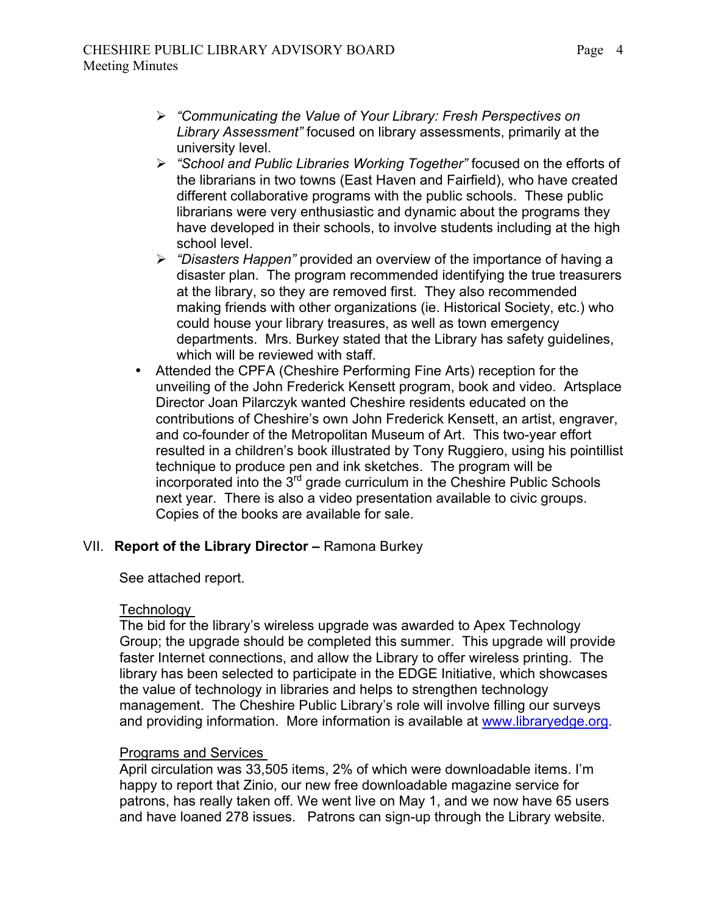- *"Communicating the Value of Your Library: Fresh Perspectives on Library Assessment"* focused on library assessments, primarily at the university level.
  - *"School and Public Libraries Working Together"* focused on the efforts of the librarians in two towns (East Haven and Fairfield), who have created different collaborative programs with the public schools. These public librarians were very enthusiastic and dynamic about the programs they have developed in their schools, to involve students including at the high school level.
  - *"Disasters Happen"* provided an overview of the importance of having a disaster plan. The program recommended identifying the true treasurers at the library, so they are removed first. They also recommended making friends with other organizations (ie. Historical Society, etc.) who could house your library treasures, as well as town emergency departments. Mrs. Burkey stated that the Library has safety guidelines, which will be reviewed with staff.
- Attended the CPFA (Cheshire Performing Fine Arts) reception for the unveiling of the John Frederick Kensett program, book and video. Artsplace Director Joan Pilarczyk wanted Cheshire residents educated on the contributions of Cheshire's own John Frederick Kensett, an artist, engraver, and co-founder of the Metropolitan Museum of Art. This two-year effort resulted in a children's book illustrated by Tony Ruggiero, using his pointillist technique to produce pen and ink sketches. The program will be incorporated into the 3rd grade curriculum in the Cheshire Public Schools next year. There is also a video presentation available to civic groups. Copies of the books are available for sale.

VII. **Report of the Library Director –** Ramona Burkey

See attached report.

Technology

The bid for the library's wireless upgrade was awarded to Apex Technology Group; the upgrade should be completed this summer. This upgrade will provide faster Internet connections, and allow the Library to offer wireless printing. The library has been selected to participate in the EDGE Initiative, which showcases the value of technology in libraries and helps to strengthen technology management. The Cheshire Public Library's role will involve filling our surveys and providing information. More information is available at www.libraryedge.org.

Programs and Services

April circulation was 33,505 items, 2% of which were downloadable items. I'm happy to report that Zinio, our new free downloadable magazine service for patrons, has really taken off. We went live on May 1, and we now have 65 users and have loaned 278 issues. Patrons can sign-up through the Library website.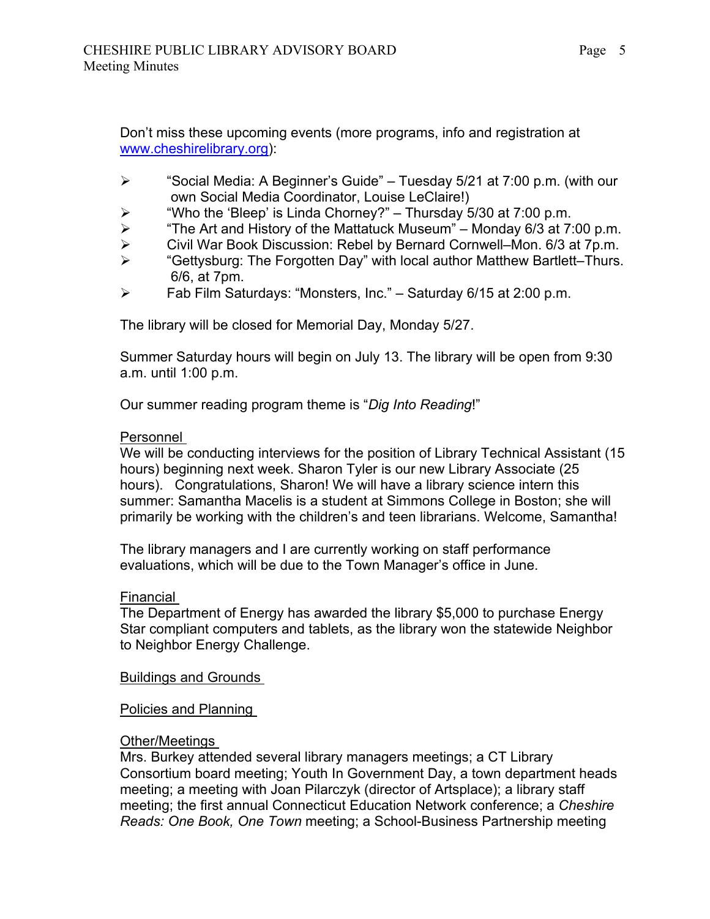Don't miss these upcoming events (more programs, info and registration at [www.cheshirelibrary.org](http://www.cheshirelibrary.org)):

- "Social Media: A Beginner's Guide" – Tuesday 5/21 at 7:00 p.m. (with our own Social Media Coordinator, Louise LeClaire!)
- "Who the 'Bleep' is Linda Chorney?" – Thursday 5/30 at 7:00 p.m.
- "The Art and History of the Mattatuck Museum" – Monday 6/3 at 7:00 p.m.
- Civil War Book Discussion: Rebel by Bernard Cornwell–Mon. 6/3 at 7p.m.
- "Gettysburg: The Forgotten Day" with local author Matthew Bartlett–Thurs. 6/6, at 7pm.
- Fab Film Saturdays: "Monsters, Inc." – Saturday 6/15 at 2:00 p.m.

The library will be closed for Memorial Day, Monday 5/27.

Summer Saturday hours will begin on July 13. The library will be open from 9:30 a.m. until 1:00 p.m.

Our summer reading program theme is "*Dig Into Reading*!"

<u>Personnel</u>
We will be conducting interviews for the position of Library Technical Assistant (15 hours) beginning next week. Sharon Tyler is our new Library Associate (25 hours). Congratulations, Sharon! We will have a library science intern this summer: Samantha Macelis is a student at Simmons College in Boston; she will primarily be working with the children's and teen librarians. Welcome, Samantha!

The library managers and I are currently working on staff performance evaluations, which will be due to the Town Manager's office in June.

<u>Financial</u>
The Department of Energy has awarded the library $5,000 to purchase Energy Star compliant computers and tablets, as the library won the statewide Neighbor to Neighbor Energy Challenge.

<u>Buildings and Grounds</u>

<u>Policies and Planning</u>

<u>Other/Meetings</u>
Mrs. Burkey attended several library managers meetings; a CT Library Consortium board meeting; Youth In Government Day, a town department heads meeting; a meeting with Joan Pilarczyk (director of Artsplace); a library staff meeting; the first annual Connecticut Education Network conference; a *Cheshire Reads: One Book, One Town* meeting; a School-Business Partnership meeting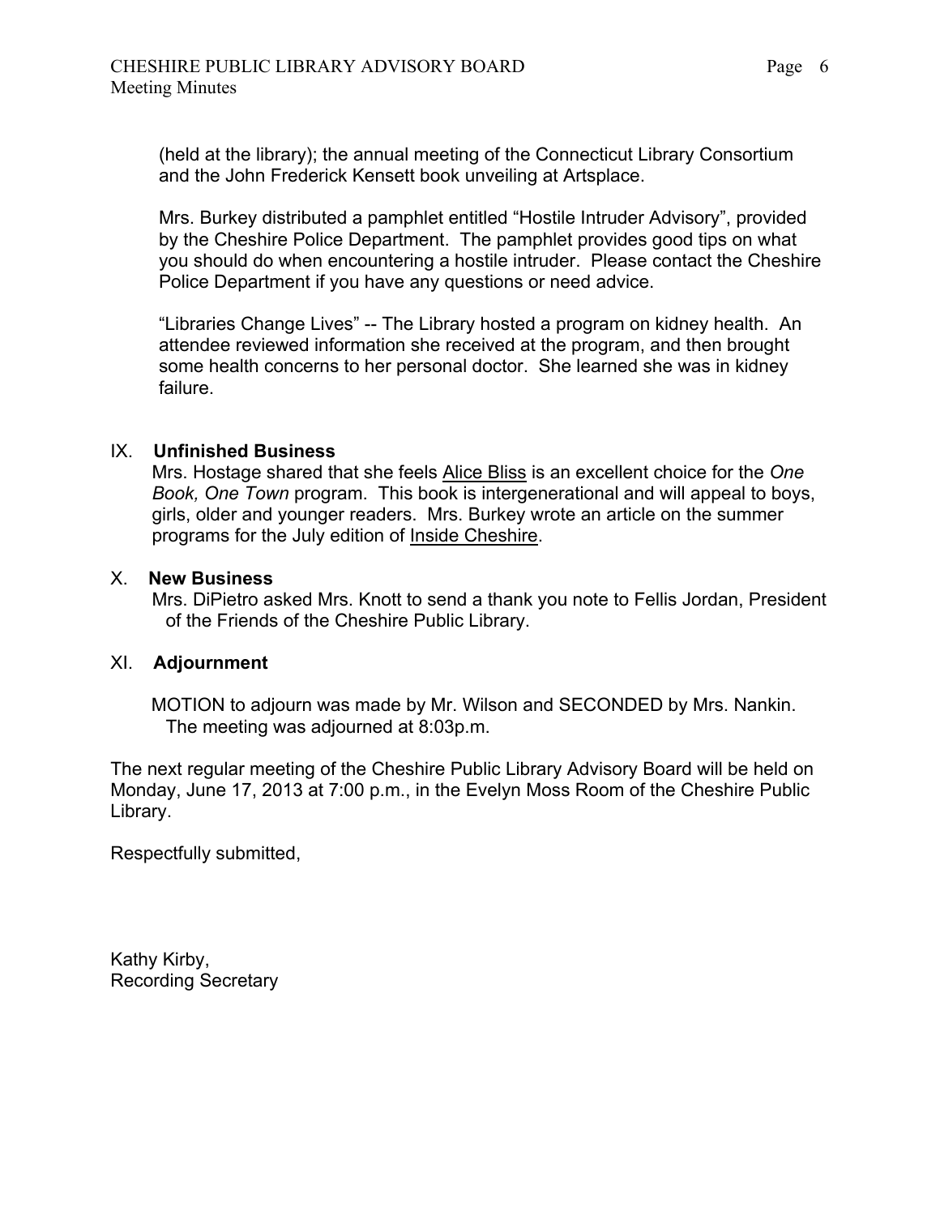(held at the library); the annual meeting of the Connecticut Library Consortium and the John Frederick Kensett book unveiling at Artsplace.

Mrs. Burkey distributed a pamphlet entitled "Hostile Intruder Advisory", provided by the Cheshire Police Department. The pamphlet provides good tips on what you should do when encountering a hostile intruder. Please contact the Cheshire Police Department if you have any questions or need advice.

"Libraries Change Lives" -- The Library hosted a program on kidney health. An attendee reviewed information she received at the program, and then brought some health concerns to her personal doctor. She learned she was in kidney failure.

## IX. **Unfinished Business**

Mrs. Hostage shared that she feels Alice Bliss is an excellent choice for the *One Book, One Town* program. This book is intergenerational and will appeal to boys, girls, older and younger readers. Mrs. Burkey wrote an article on the summer programs for the July edition of Inside Cheshire.

## X. **New Business**

Mrs. DiPietro asked Mrs. Knott to send a thank you note to Fellis Jordan, President of the Friends of the Cheshire Public Library.

## XI. **Adjournment**

MOTION to adjourn was made by Mr. Wilson and SECONDED by Mrs. Nankin. The meeting was adjourned at 8:03p.m.

The next regular meeting of the Cheshire Public Library Advisory Board will be held on Monday, June 17, 2013 at 7:00 p.m., in the Evelyn Moss Room of the Cheshire Public Library.

Respectfully submitted,

Kathy Kirby,
Recording Secretary